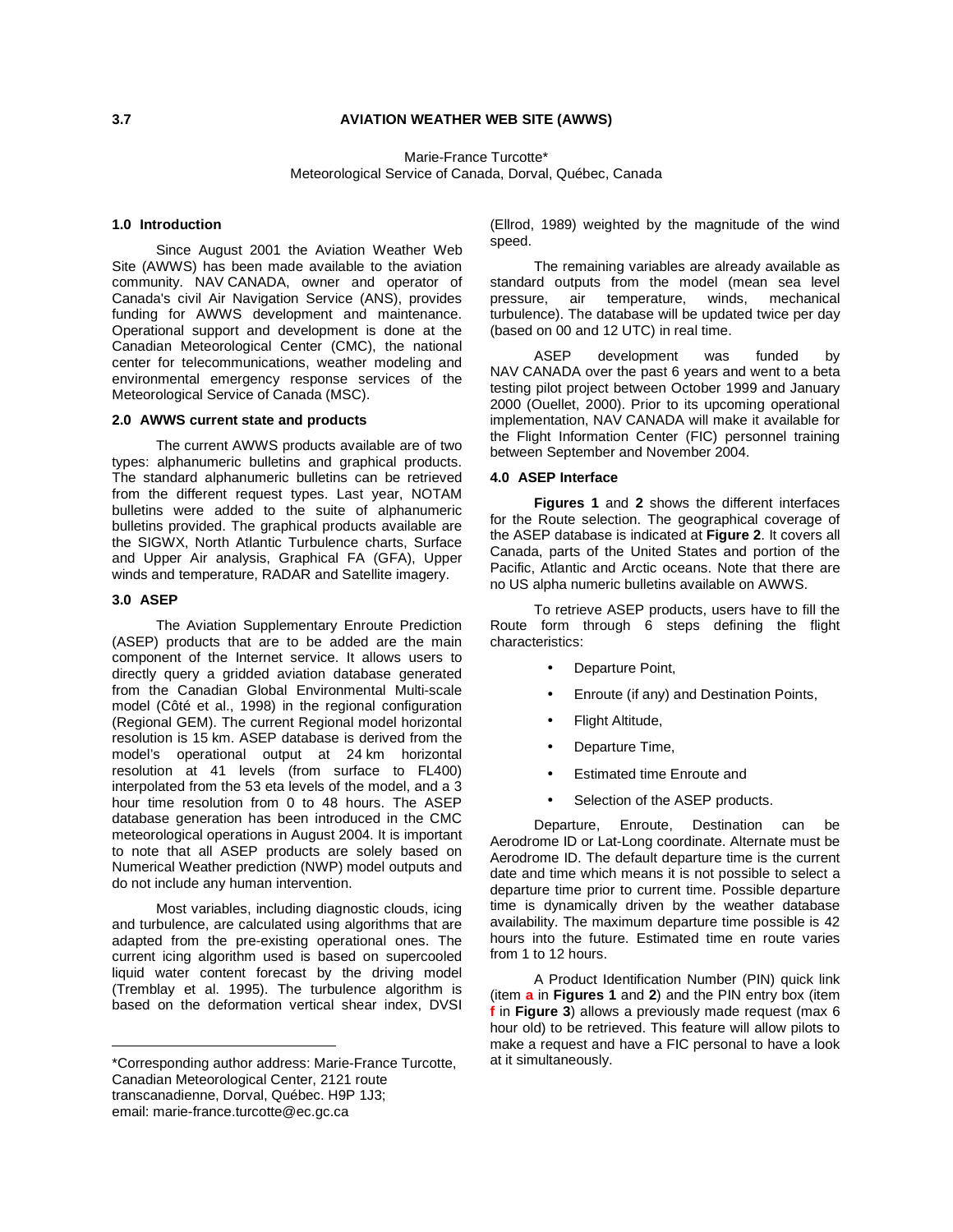## 3.7 AVIATION WEATHER WEB SITE (AWWS)

Marie-France Turcotte*
Meteorological Service of Canada, Dorval, Québec, Canada

### 1.0 Introduction

Since August 2001 the Aviation Weather Web Site (AWWS) has been made available to the aviation community. NAV CANADA, owner and operator of Canada's civil Air Navigation Service (ANS), provides funding for AWWS development and maintenance. Operational support and development is done at the Canadian Meteorological Center (CMC), the national center for telecommunications, weather modeling and environmental emergency response services of the Meteorological Service of Canada (MSC).

### 2.0 AWWS current state and products

The current AWWS products available are of two types: alphanumeric bulletins and graphical products. The standard alphanumeric bulletins can be retrieved from the different request types. Last year, NOTAM bulletins were added to the suite of alphanumeric bulletins provided. The graphical products available are the SIGWX, North Atlantic Turbulence charts, Surface and Upper Air analysis, Graphical FA (GFA), Upper winds and temperature, RADAR and Satellite imagery.

### 3.0 ASEP

The Aviation Supplementary Enroute Prediction (ASEP) products that are to be added are the main component of the Internet service. It allows users to directly query a gridded aviation database generated from the Canadian Global Environmental Multi-scale model (Côté et al., 1998) in the regional configuration (Regional GEM). The current Regional model horizontal resolution is 15 km. ASEP database is derived from the model's operational output at 24 km horizontal resolution at 41 levels (from surface to FL400) interpolated from the 53 eta levels of the model, and a 3 hour time resolution from 0 to 48 hours. The ASEP database generation has been introduced in the CMC meteorological operations in August 2004. It is important to note that all ASEP products are solely based on Numerical Weather prediction (NWP) model outputs and do not include any human intervention.

Most variables, including diagnostic clouds, icing and turbulence, are calculated using algorithms that are adapted from the pre-existing operational ones. The current icing algorithm used is based on supercooled liquid water content forecast by the driving model (Tremblay et al. 1995). The turbulence algorithm is based on the deformation vertical shear index, DVSI (Ellrod, 1989) weighted by the magnitude of the wind speed.

The remaining variables are already available as standard outputs from the model (mean sea level pressure, air temperature, winds, mechanical turbulence). The database will be updated twice per day (based on 00 and 12 UTC) in real time.

ASEP development was funded by NAV CANADA over the past 6 years and went to a beta testing pilot project between October 1999 and January 2000 (Ouellet, 2000). Prior to its upcoming operational implementation, NAV CANADA will make it available for the Flight Information Center (FIC) personnel training between September and November 2004.

### 4.0 ASEP Interface

**Figures 1** and **2** shows the different interfaces for the Route selection. The geographical coverage of the ASEP database is indicated at **Figure 2**. It covers all Canada, parts of the United States and portion of the Pacific, Atlantic and Arctic oceans. Note that there are no US alpha numeric bulletins available on AWWS.

To retrieve ASEP products, users have to fill the Route form through 6 steps defining the flight characteristics:

- Departure Point,
- Enroute (if any) and Destination Points,
- Flight Altitude,
- Departure Time,
- Estimated time Enroute and
- Selection of the ASEP products.

Departure, Enroute, Destination can be Aerodrome ID or Lat-Long coordinate. Alternate must be Aerodrome ID. The default departure time is the current date and time which means it is not possible to select a departure time prior to current time. Possible departure time is dynamically driven by the weather database availability. The maximum departure time possible is 42 hours into the future. Estimated time en route varies from 1 to 12 hours.

A Product Identification Number (PIN) quick link (item **a** in **Figures 1** and **2**) and the PIN entry box (item **f** in **Figure 3**) allows a previously made request (max 6 hour old) to be retrieved. This feature will allow pilots to make a request and have a FIC personal to have a look at it simultaneously.

---

*Corresponding author address: Marie-France Turcotte, Canadian Meteorological Center, 2121 route transcanadienne, Dorval, Québec. H9P 1J3; email: marie-france.turcotte@ec.gc.ca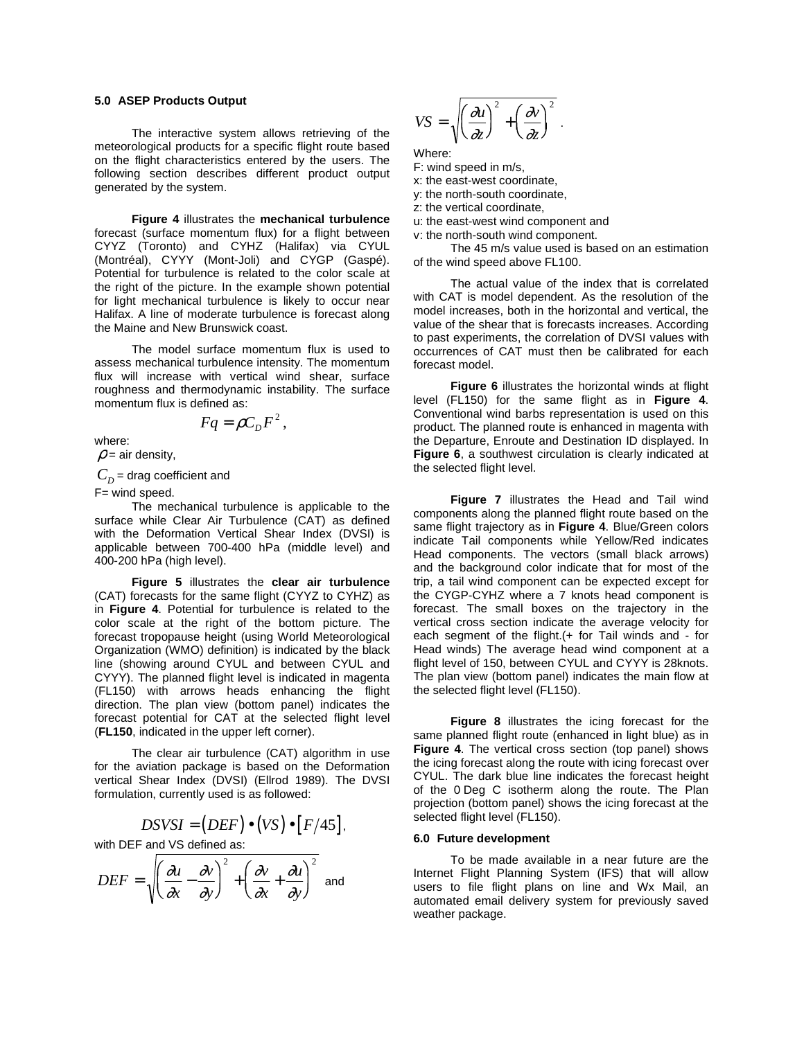### 5.0 ASEP Products Output

The interactive system allows retrieving of the meteorological products for a specific flight route based on the flight characteristics entered by the users. The following section describes different product output generated by the system.

**Figure 4** illustrates the **mechanical turbulence** forecast (surface momentum flux) for a flight between CYYZ (Toronto) and CYHZ (Halifax) via CYUL (Montréal), CYYY (Mont-Joli) and CYGP (Gaspé). Potential for turbulence is related to the color scale at the right of the picture. In the example shown potential for light mechanical turbulence is likely to occur near Halifax. A line of moderate turbulence is forecast along the Maine and New Brunswick coast.

The model surface momentum flux is used to assess mechanical turbulence intensity. The momentum flux will increase with vertical wind shear, surface roughness and thermodynamic instability. The surface momentum flux is defined as:

$$Fq = \rho C_D F^2,$$

where:
$\rho$ = air density,
$C_D$ = drag coefficient and
F= wind speed.

The mechanical turbulence is applicable to the surface while Clear Air Turbulence (CAT) as defined with the Deformation Vertical Shear Index (DVSI) is applicable between 700-400 hPa (middle level) and 400-200 hPa (high level).

**Figure 5** illustrates the **clear air turbulence** (CAT) forecasts for the same flight (CYYZ to CYHZ) as in **Figure 4**. Potential for turbulence is related to the color scale at the right of the bottom picture. The forecast tropopause height (using World Meteorological Organization (WMO) definition) is indicated by the black line (showing around CYUL and between CYUL and CYYY). The planned flight level is indicated in magenta (FL150) with arrows heads enhancing the flight direction. The plan view (bottom panel) indicates the forecast potential for CAT at the selected flight level (**FL150**, indicated in the upper left corner).

The clear air turbulence (CAT) algorithm in use for the aviation package is based on the Deformation vertical Shear Index (DVSI) (Ellrod 1989). The DVSI formulation, currently used is as followed:

$$DSVSI = (DEF) \bullet (VS) \bullet [F/45],$$

with DEF and VS defined as:

$$DEF = \sqrt{\left(\frac{\partial u}{\partial x} - \frac{\partial v}{\partial y}\right)^2 + \left(\frac{\partial v}{\partial x} + \frac{\partial u}{\partial y}\right)^2} \text{ and}$$

$$VS = \sqrt{\left(\frac{\partial u}{\partial z}\right)^2 + \left(\frac{\partial v}{\partial z}\right)^2}.$$

Where:
F: wind speed in m/s,
x: the east-west coordinate,
y: the north-south coordinate,
z: the vertical coordinate,
u: the east-west wind component and
v: the north-south wind component.

The 45 m/s value used is based on an estimation of the wind speed above FL100.

The actual value of the index that is correlated with CAT is model dependent. As the resolution of the model increases, both in the horizontal and vertical, the value of the shear that is forecasts increases. According to past experiments, the correlation of DVSI values with occurrences of CAT must then be calibrated for each forecast model.

**Figure 6** illustrates the horizontal winds at flight level (FL150) for the same flight as in **Figure 4**. Conventional wind barbs representation is used on this product. The planned route is enhanced in magenta with the Departure, Enroute and Destination ID displayed. In **Figure 6**, a southwest circulation is clearly indicated at the selected flight level.

**Figure 7** illustrates the Head and Tail wind components along the planned flight route based on the same flight trajectory as in **Figure 4**. Blue/Green colors indicate Tail components while Yellow/Red indicates Head components. The vectors (small black arrows) and the background color indicate that for most of the trip, a tail wind component can be expected except for the CYGP-CYHZ where a 7 knots head component is forecast. The small boxes on the trajectory in the vertical cross section indicate the average velocity for each segment of the flight.(+ for Tail winds and - for Head winds) The average head wind component at a flight level of 150, between CYUL and CYYY is 28knots. The plan view (bottom panel) indicates the main flow at the selected flight level (FL150).

**Figure 8** illustrates the icing forecast for the same planned flight route (enhanced in light blue) as in **Figure 4**. The vertical cross section (top panel) shows the icing forecast along the route with icing forecast over CYUL. The dark blue line indicates the forecast height of the 0 Deg C isotherm along the route. The Plan projection (bottom panel) shows the icing forecast at the selected flight level (FL150).

### 6.0 Future development

To be made available in a near future are the Internet Flight Planning System (IFS) that will allow users to file flight plans on line and Wx Mail, an automated email delivery system for previously saved weather package.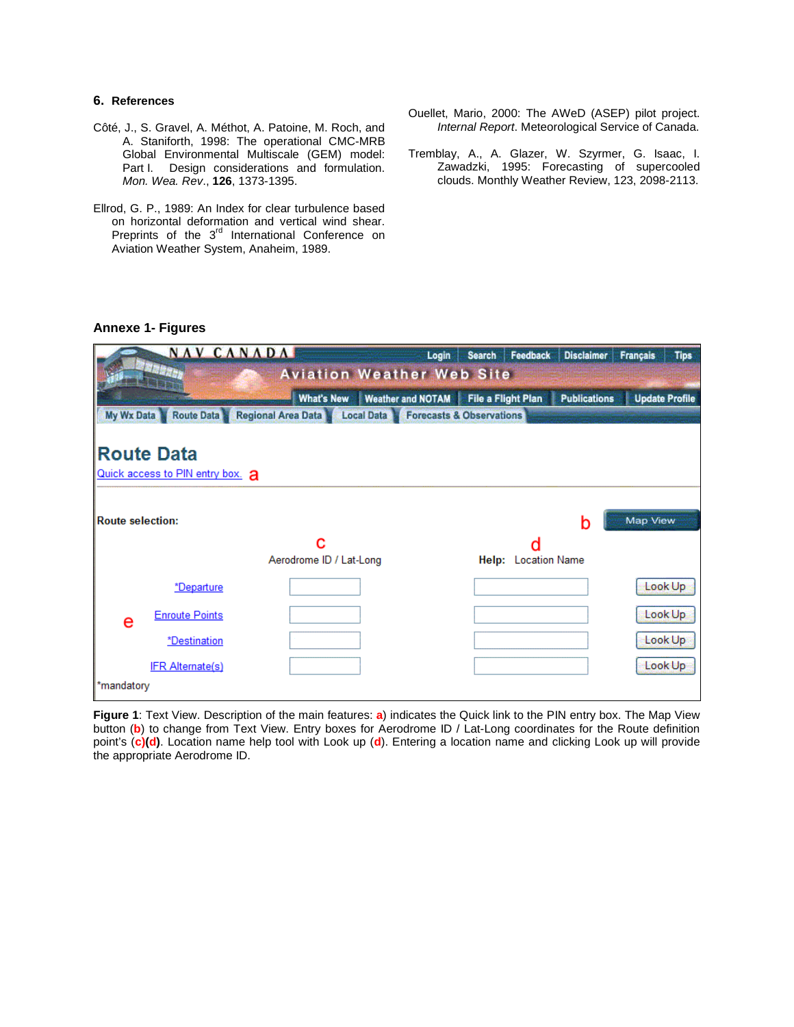## 6. References

Côté, J., S. Gravel, A. Méthot, A. Patoine, M. Roch, and A. Staniforth, 1998: The operational CMC-MRB Global Environmental Multiscale (GEM) model: Part I. Design considerations and formulation. *Mon. Wea. Rev*., **126**, 1373-1395.

Ellrod, G. P., 1989: An Index for clear turbulence based on horizontal deformation and vertical wind shear. Preprints of the 3rd International Conference on Aviation Weather System, Anaheim, 1989.

Ouellet, Mario, 2000: The AWeD (ASEP) pilot project. *Internal Report*. Meteorological Service of Canada.

Tremblay, A., A. Glazer, W. Szyrmer, G. Isaac, I. Zawadzki, 1995: Forecasting of supercooled clouds. Monthly Weather Review, 123, 2098-2113.

## Annexe 1- Figures

NAV CANADA — Login | Search | Feedback | Disclaimer | Français | Tips

Aviation Weather Web Site

What's New | Weather and NOTAM | File a Flight Plan | Publications | Update Profile

My Wx Data | Route Data | Regional Area Data | Local Data | Forecasts & Observations

**Route Data**

Quick access to PIN entry box. a

**Route selection:** b [Map View]

| | c Aerodrome ID / Lat-Long | d **Help:** Location Name | |
|---|---|---|---|
| *Departure | | | Look Up |
| e Enroute Points | | | Look Up |
| *Destination | | | Look Up |
| IFR Alternate(s) | | | Look Up |

*mandatory

**Figure 1**: Text View. Description of the main features: **a**) indicates the Quick link to the PIN entry box. The Map View button (**b**) to change from Text View. Entry boxes for Aerodrome ID / Lat-Long coordinates for the Route definition point's (**c**)(**d**). Location name help tool with Look up (**d**). Entering a location name and clicking Look up will provide the appropriate Aerodrome ID.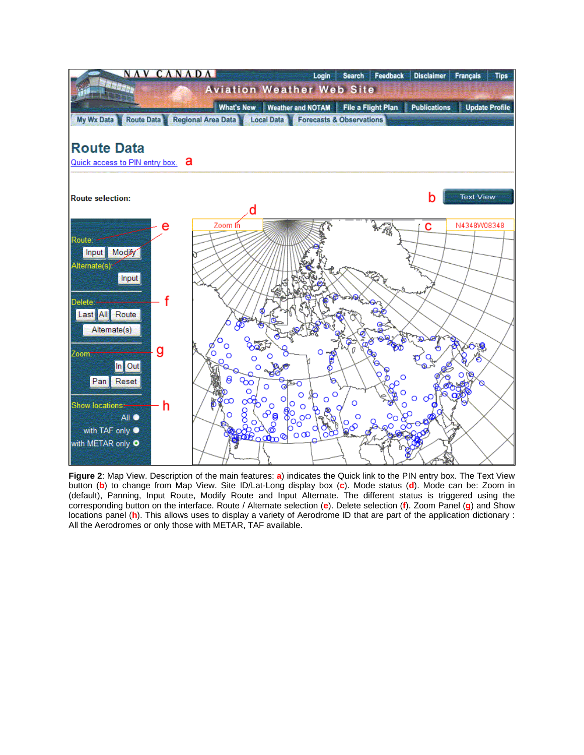**Figure 2**: Map View. Description of the main features: **a**) indicates the Quick link to the PIN entry box. The Text View button (**b**) to change from Map View. Site ID/Lat-Long display box (**c**). Mode status (**d**). Mode can be: Zoom in (default), Panning, Input Route, Modify Route and Input Alternate. The different status is triggered using the corresponding button on the interface. Route / Alternate selection (**e**). Delete selection (**f**). Zoom Panel (**g**) and Show locations panel (**h**). This allows uses to display a variety of Aerodrome ID that are part of the application dictionary : All the Aerodromes or only those with METAR, TAF available.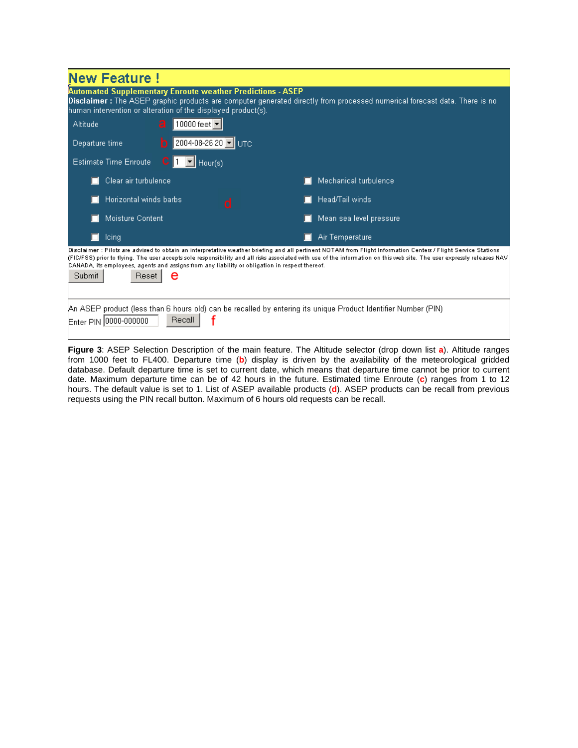# New Feature !

**Automated Supplementary Enroute weather Predictions - ASEP**

**Disclaimer :** The ASEP graphic products are computer generated directly from processed numerical forecast data. There is no human intervention or alteration of the displayed product(s).

Altitude a 10000 feet

Departure time b 2004-08-26 20 UTC

Estimate Time Enroute c 1 Hour(s)

d

- Clear air turbulence
- Horizontal winds barbs
- Moisture Content
- Icing
- Mechanical turbulence
- Head/Tail winds
- Mean sea level pressure
- Air Temperature

Disclaimer : Pilots are advised to obtain an interpretative weather briefing and all pertinent NOTAM from Flight Information Centers / Flight Service Stations (FIC/FSS) prior to flying. The user accepts sole responsibility and all risks associated with use of the information on this web site. The user expressly releases NAV CANADA, its employees, agents and assigns from any liability or obligation in respect thereof.

Submit Reset e

An ASEP product (less than 6 hours old) can be recalled by entering its unique Product Identifier Number (PIN)

Enter PIN 0000-000000 Recall f

**Figure 3**: ASEP Selection Description of the main feature. The Altitude selector (drop down list **a**). Altitude ranges from 1000 feet to FL400. Departure time (**b**) display is driven by the availability of the meteorological gridded database. Default departure time is set to current date, which means that departure time cannot be prior to current date. Maximum departure time can be of 42 hours in the future. Estimated time Enroute (**c**) ranges from 1 to 12 hours. The default value is set to 1. List of ASEP available products (**d**). ASEP products can be recall from previous requests using the PIN recall button. Maximum of 6 hours old requests can be recall.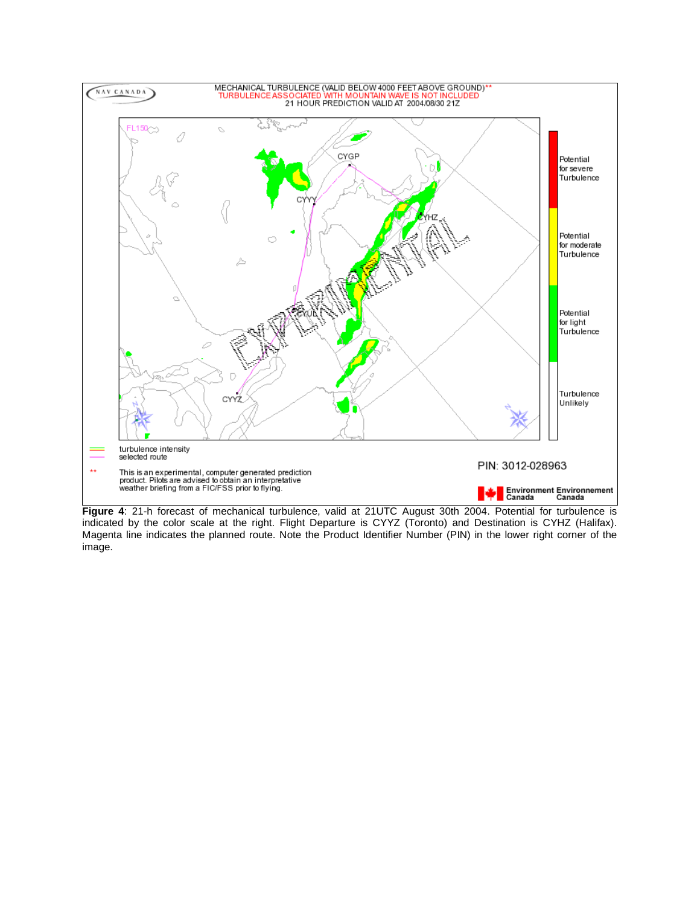**Figure 4**: 21-h forecast of mechanical turbulence, valid at 21UTC August 30th 2004. Potential for turbulence is indicated by the color scale at the right. Flight Departure is CYYZ (Toronto) and Destination is CYHZ (Halifax). Magenta line indicates the planned route. Note the Product Identifier Number (PIN) in the lower right corner of the image.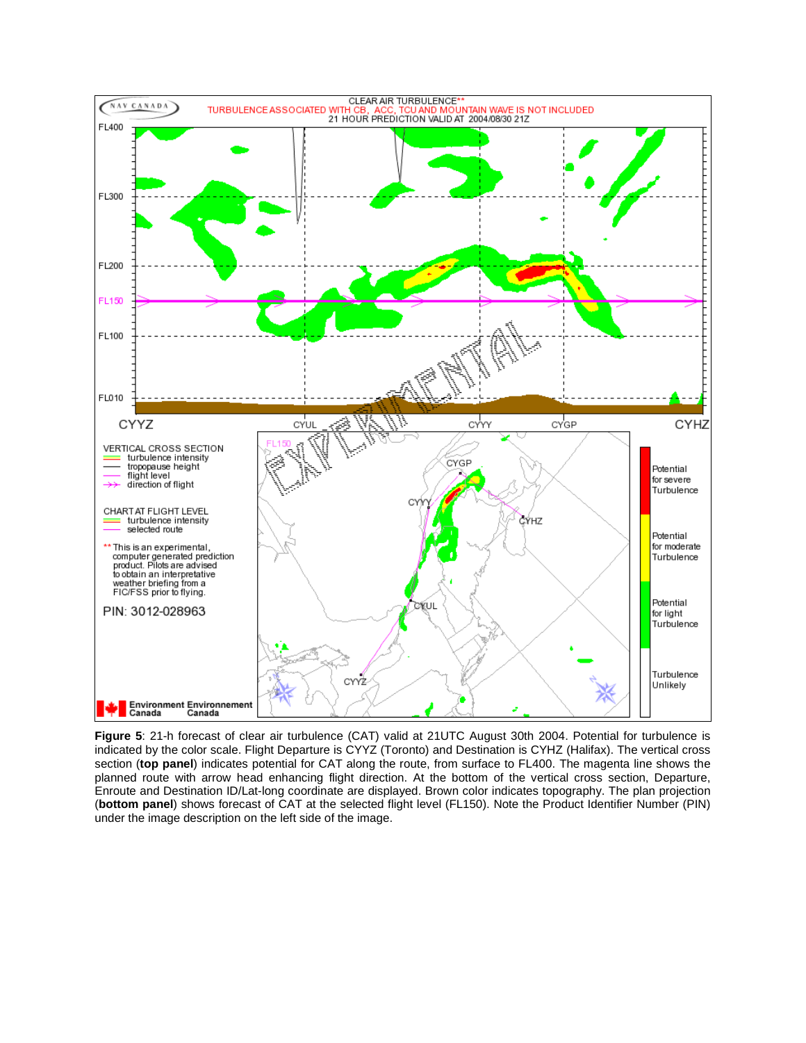**Figure 5**: 21-h forecast of clear air turbulence (CAT) valid at 21UTC August 30th 2004. Potential for turbulence is indicated by the color scale. Flight Departure is CYYZ (Toronto) and Destination is CYHZ (Halifax). The vertical cross section (**top panel**) indicates potential for CAT along the route, from surface to FL400. The magenta line shows the planned route with arrow head enhancing flight direction. At the bottom of the vertical cross section, Departure, Enroute and Destination ID/Lat-long coordinate are displayed. Brown color indicates topography. The plan projection (**bottom panel**) shows forecast of CAT at the selected flight level (FL150). Note the Product Identifier Number (PIN) under the image description on the left side of the image.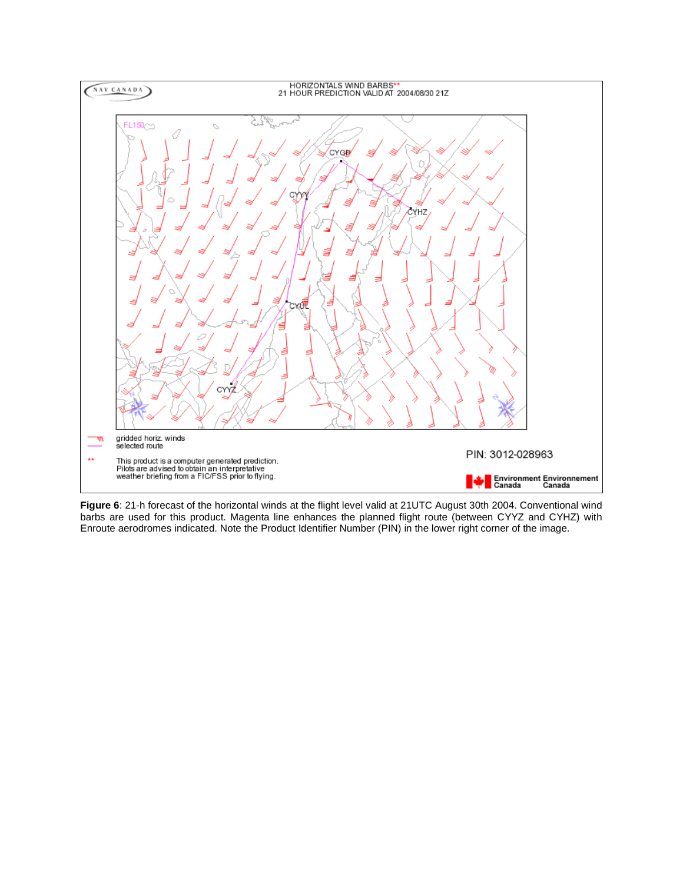**Figure 6**: 21-h forecast of the horizontal winds at the flight level valid at 21UTC August 30th 2004. Conventional wind barbs are used for this product. Magenta line enhances the planned flight route (between CYYZ and CYHZ) with Enroute aerodromes indicated. Note the Product Identifier Number (PIN) in the lower right corner of the image.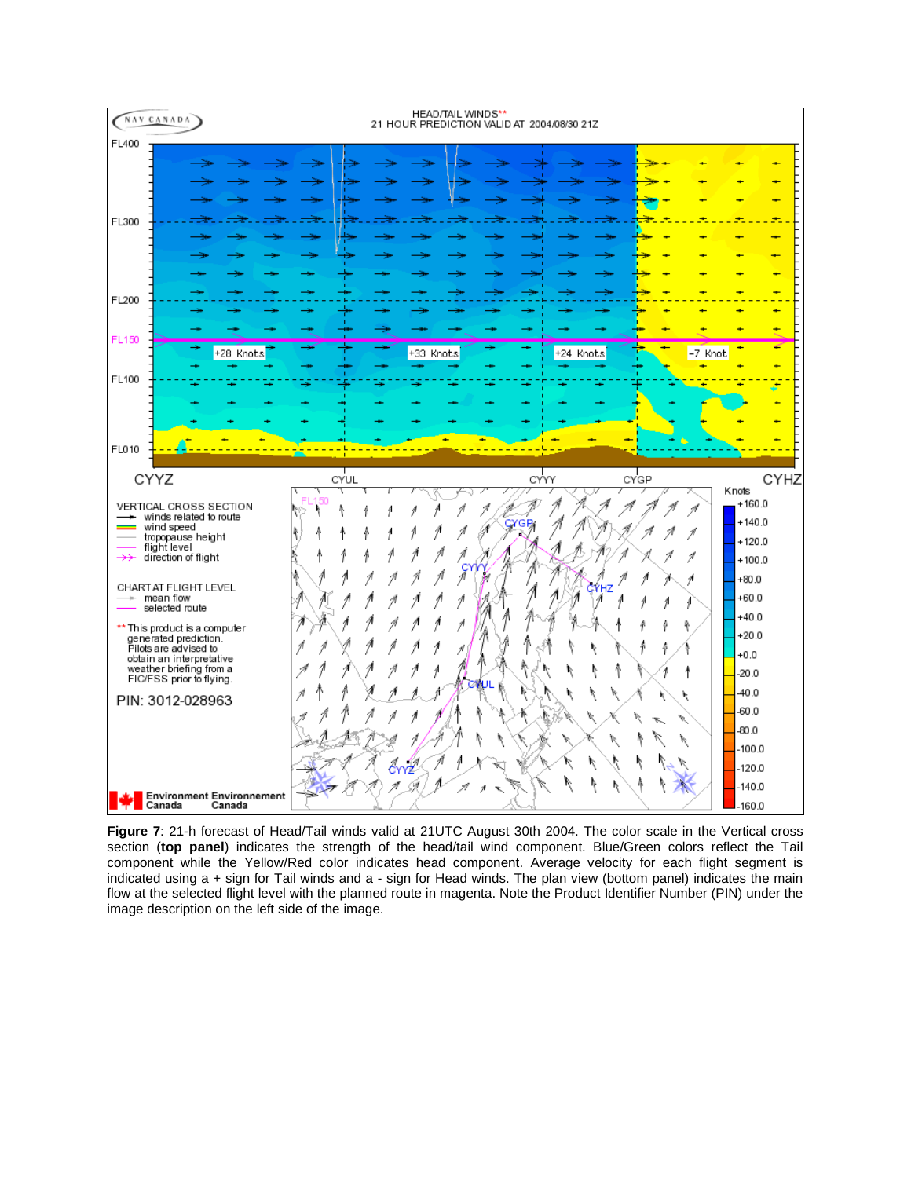**Figure 7**: 21-h forecast of Head/Tail winds valid at 21UTC August 30th 2004. The color scale in the Vertical cross section (**top panel**) indicates the strength of the head/tail wind component. Blue/Green colors reflect the Tail component while the Yellow/Red color indicates head component. Average velocity for each flight segment is indicated using a + sign for Tail winds and a - sign for Head winds. The plan view (bottom panel) indicates the main flow at the selected flight level with the planned route in magenta. Note the Product Identifier Number (PIN) under the image description on the left side of the image.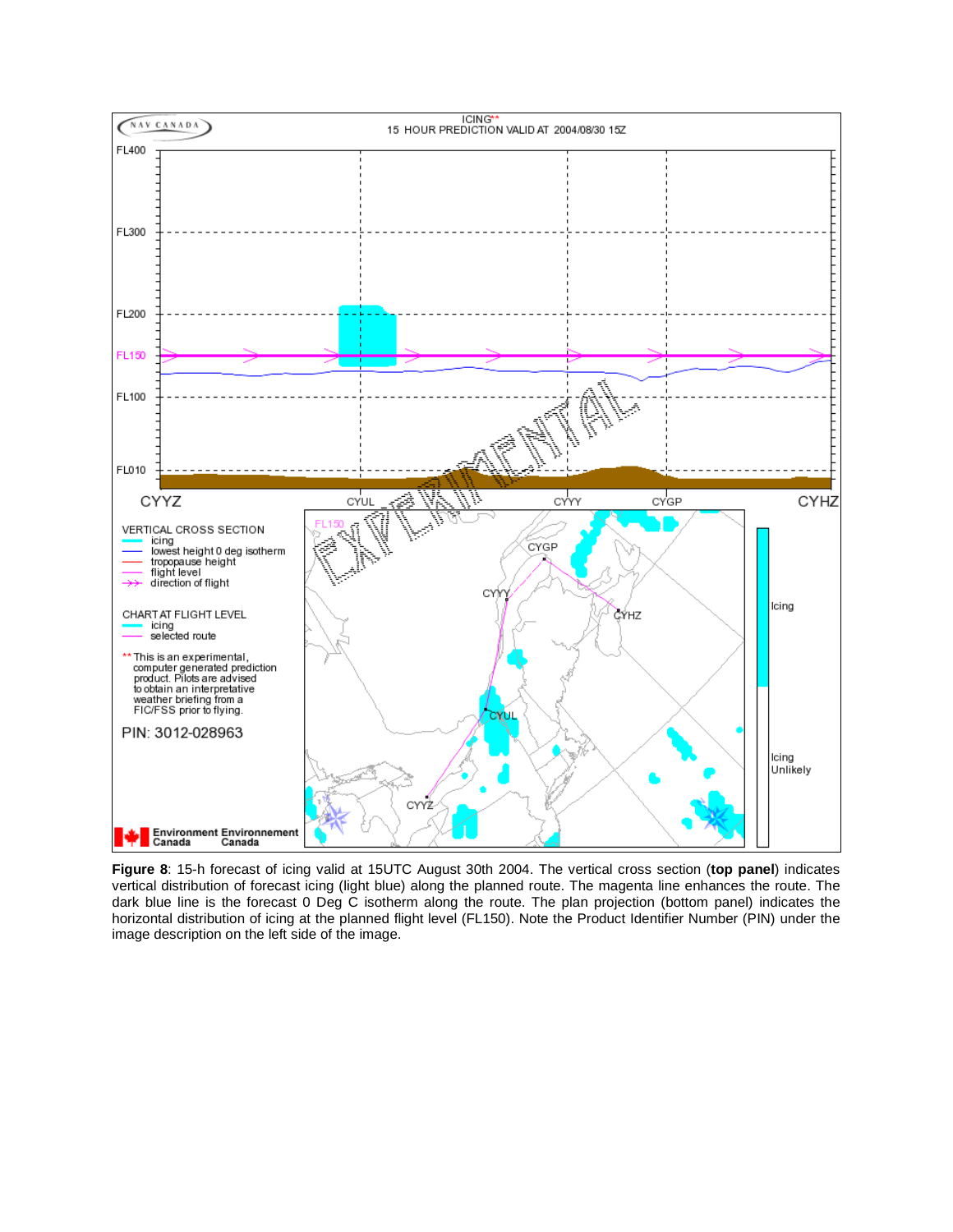NAV CANADA

ICING**
15 HOUR PREDICTION VALID AT 2004/08/30 15Z

FL400
FL300
FL200
FL150
FL100
FL010

CYYZ CYUL CYYY CYGP CYHZ

EXPERIMENTAL

VERTICAL CROSS SECTION
icing
lowest height 0 deg isotherm
tropopause height
flight level
direction of flight

CHART AT FLIGHT LEVEL
icing
selected route

** This is an experimental, computer generated prediction product. Pilots are advised to obtain an interpretative weather briefing from a FIC/FSS prior to flying.

PIN: 3012-028963

Environment Canada Environnement Canada

FL150

CYGP
CYYY
CYHZ
CYUL
CYYZ

Icing
Icing Unlikely

**Figure 8**: 15-h forecast of icing valid at 15UTC August 30th 2004. The vertical cross section (**top panel**) indicates vertical distribution of forecast icing (light blue) along the planned route. The magenta line enhances the route. The dark blue line is the forecast 0 Deg C isotherm along the route. The plan projection (bottom panel) indicates the horizontal distribution of icing at the planned flight level (FL150). Note the Product Identifier Number (PIN) under the image description on the left side of the image.